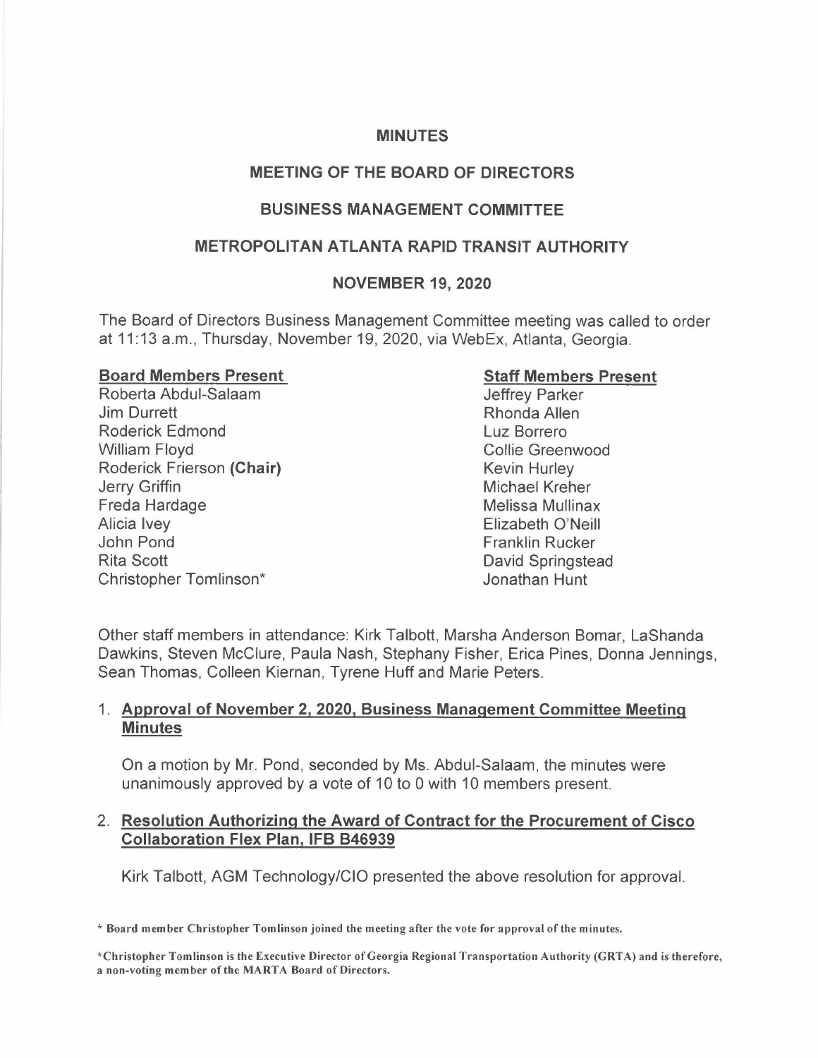# MINUTES

## MEETING OF THE BOARD OF DIRECTORS

## BUSINESS MANAGEMENT COMMITTEE

## METROPOLITAN ATLANTA RAPID TRANSIT AUTHORITY

## NOVEMBER 19, 2020

The Board of Directors Business Management Committee meeting was called to order at 11:13 a.m., Thursday, November 19, 2020, via WebEx, Atlanta, Georgia.

**Board Members Present**

Roberta Abdul-Salaam
Jim Durrett
Roderick Edmond
William Floyd
Roderick Frierson **(Chair)**
Jerry Griffin
Freda Hardage
Alicia Ivey
John Pond
Rita Scott
Christopher Tomlinson*

**Staff Members Present**

Jeffrey Parker
Rhonda Allen
Luz Borrero
Collie Greenwood
Kevin Hurley
Michael Kreher
Melissa Mullinax
Elizabeth O'Neill
Franklin Rucker
David Springstead
Jonathan Hunt

Other staff members in attendance: Kirk Talbott, Marsha Anderson Bomar, LaShanda Dawkins, Steven McClure, Paula Nash, Stephany Fisher, Erica Pines, Donna Jennings, Sean Thomas, Colleen Kiernan, Tyrene Huff and Marie Peters.

1. **Approval of November 2, 2020, Business Management Committee Meeting Minutes**

   On a motion by Mr. Pond, seconded by Ms. Abdul-Salaam, the minutes were unanimously approved by a vote of 10 to 0 with 10 members present.

2. **Resolution Authorizing the Award of Contract for the Procurement of Cisco Collaboration Flex Plan, IFB B46939**

   Kirk Talbott, AGM Technology/CIO presented the above resolution for approval.

* Board member Christopher Tomlinson joined the meeting after the vote for approval of the minutes.

*Christopher Tomlinson is the Executive Director of Georgia Regional Transportation Authority (GRTA) and is therefore, a non-voting member of the MARTA Board of Directors.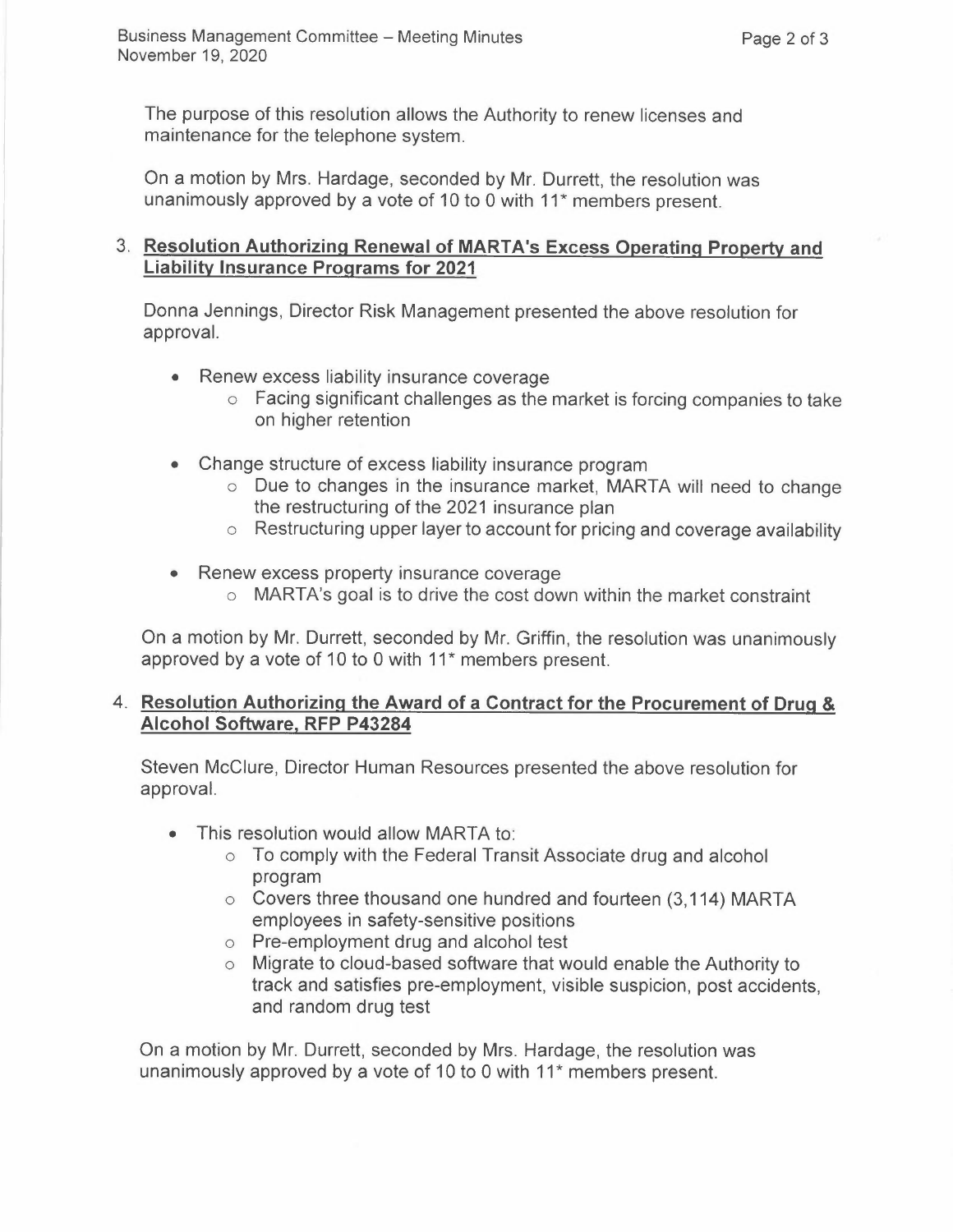The purpose of this resolution allows the Authority to renew licenses and maintenance for the telephone system.

On a motion by Mrs. Hardage, seconded by Mr. Durrett, the resolution was unanimously approved by a vote of 10 to 0 with 11* members present.

3. **Resolution Authorizing Renewal of MARTA's Excess Operating Property and Liability Insurance Programs for 2021**

   Donna Jennings, Director Risk Management presented the above resolution for approval.

   - Renew excess liability insurance coverage
     - Facing significant challenges as the market is forcing companies to take on higher retention
   - Change structure of excess liability insurance program
     - Due to changes in the insurance market, MARTA will need to change the restructuring of the 2021 insurance plan
     - Restructuring upper layer to account for pricing and coverage availability
   - Renew excess property insurance coverage
     - MARTA's goal is to drive the cost down within the market constraint

   On a motion by Mr. Durrett, seconded by Mr. Griffin, the resolution was unanimously approved by a vote of 10 to 0 with 11* members present.

4. **Resolution Authorizing the Award of a Contract for the Procurement of Drug & Alcohol Software, RFP P43284**

   Steven McClure, Director Human Resources presented the above resolution for approval.

   - This resolution would allow MARTA to:
     - To comply with the Federal Transit Associate drug and alcohol program
     - Covers three thousand one hundred and fourteen (3,114) MARTA employees in safety-sensitive positions
     - Pre-employment drug and alcohol test
     - Migrate to cloud-based software that would enable the Authority to track and satisfies pre-employment, visible suspicion, post accidents, and random drug test

   On a motion by Mr. Durrett, seconded by Mrs. Hardage, the resolution was unanimously approved by a vote of 10 to 0 with 11* members present.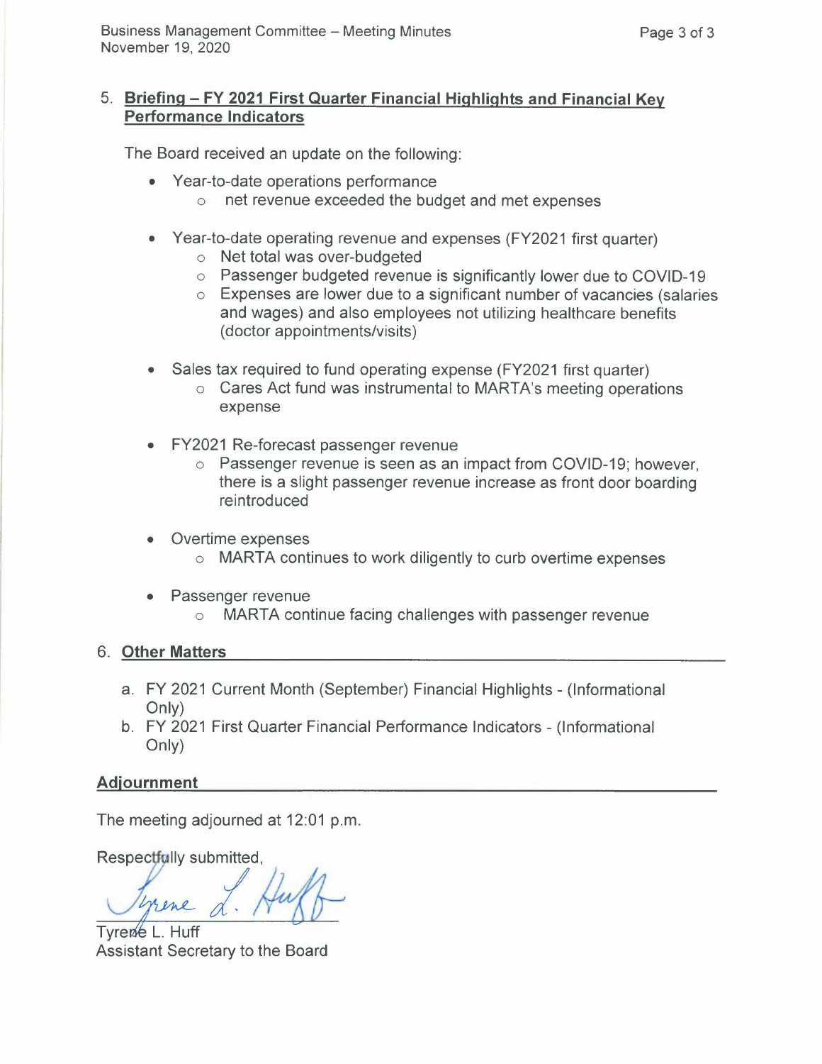5. **Briefing – FY 2021 First Quarter Financial Highlights and Financial Key Performance Indicators**

   The Board received an update on the following:

   - Year-to-date operations performance
     - net revenue exceeded the budget and met expenses
   - Year-to-date operating revenue and expenses (FY2021 first quarter)
     - Net total was over-budgeted
     - Passenger budgeted revenue is significantly lower due to COVID-19
     - Expenses are lower due to a significant number of vacancies (salaries and wages) and also employees not utilizing healthcare benefits (doctor appointments/visits)
   - Sales tax required to fund operating expense (FY2021 first quarter)
     - Cares Act fund was instrumental to MARTA's meeting operations expense
   - FY2021 Re-forecast passenger revenue
     - Passenger revenue is seen as an impact from COVID-19; however, there is a slight passenger revenue increase as front door boarding reintroduced
   - Overtime expenses
     - MARTA continues to work diligently to curb overtime expenses
   - Passenger revenue
     - MARTA continue facing challenges with passenger revenue

6. **Other Matters**

   a. FY 2021 Current Month (September) Financial Highlights - (Informational Only)

   b. FY 2021 First Quarter Financial Performance Indicators - (Informational Only)

## Adjournment

The meeting adjourned at 12:01 p.m.

Respectfully submitted,

Tyrene L. Huff
Assistant Secretary to the Board